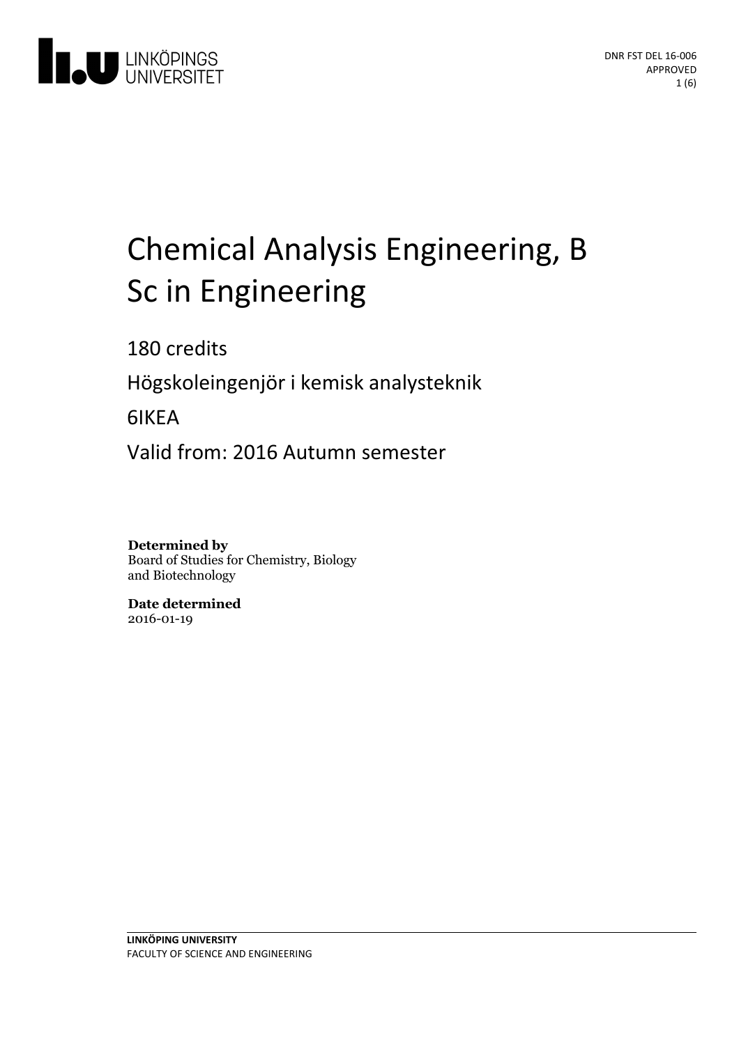LINKÖPINGS UNIVERSITET

DNR FST DEL 16-006
APPROVED

# Chemical Analysis Engineering, B Sc in Engineering

180 credits

Högskoleingenjör i kemisk analysteknik

6IKEA

Valid from: 2016 Autumn semester

**Determined by**
Board of Studies for Chemistry, Biology and Biotechnology

**Date determined**
2016-01-19

**LINKÖPING UNIVERSITY**
FACULTY OF SCIENCE AND ENGINEERING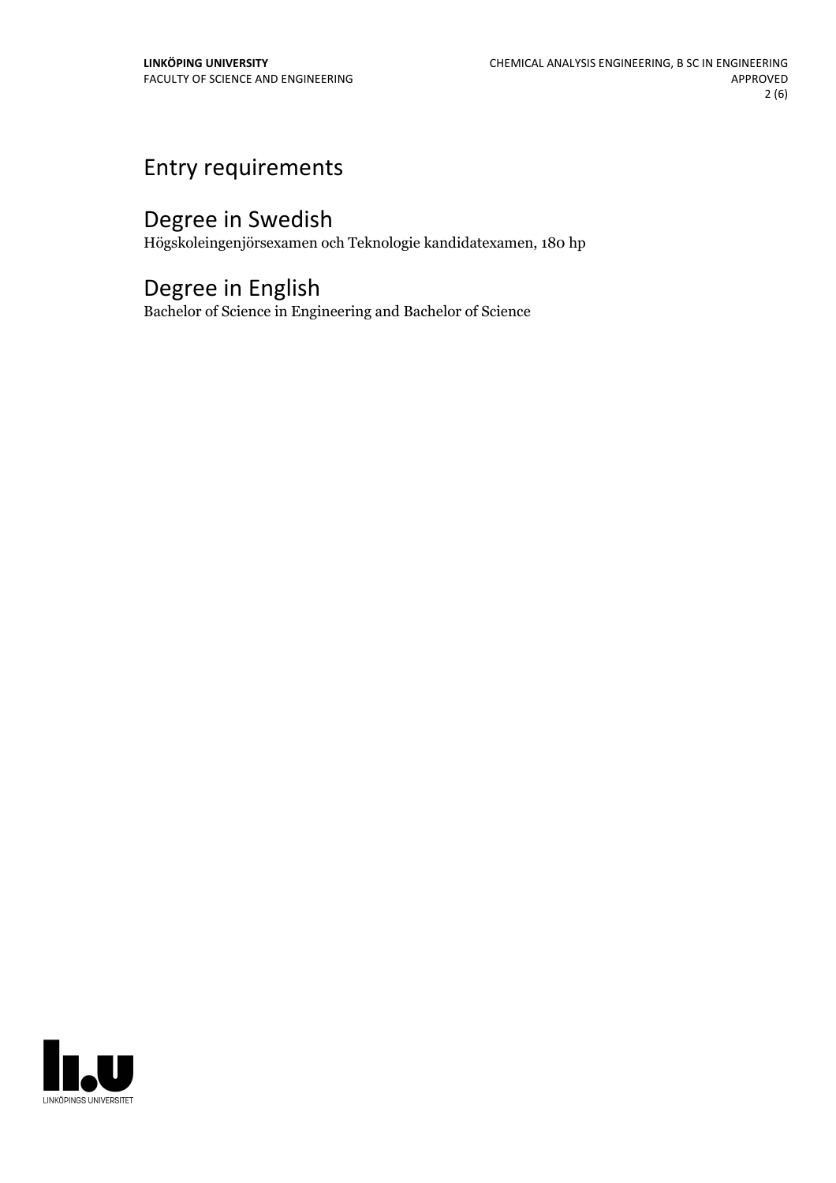# Entry requirements

# Degree in Swedish

Högskoleingenjörsexamen och Teknologie kandidatexamen, 180 hp

# Degree in English

Bachelor of Science in Engineering and Bachelor of Science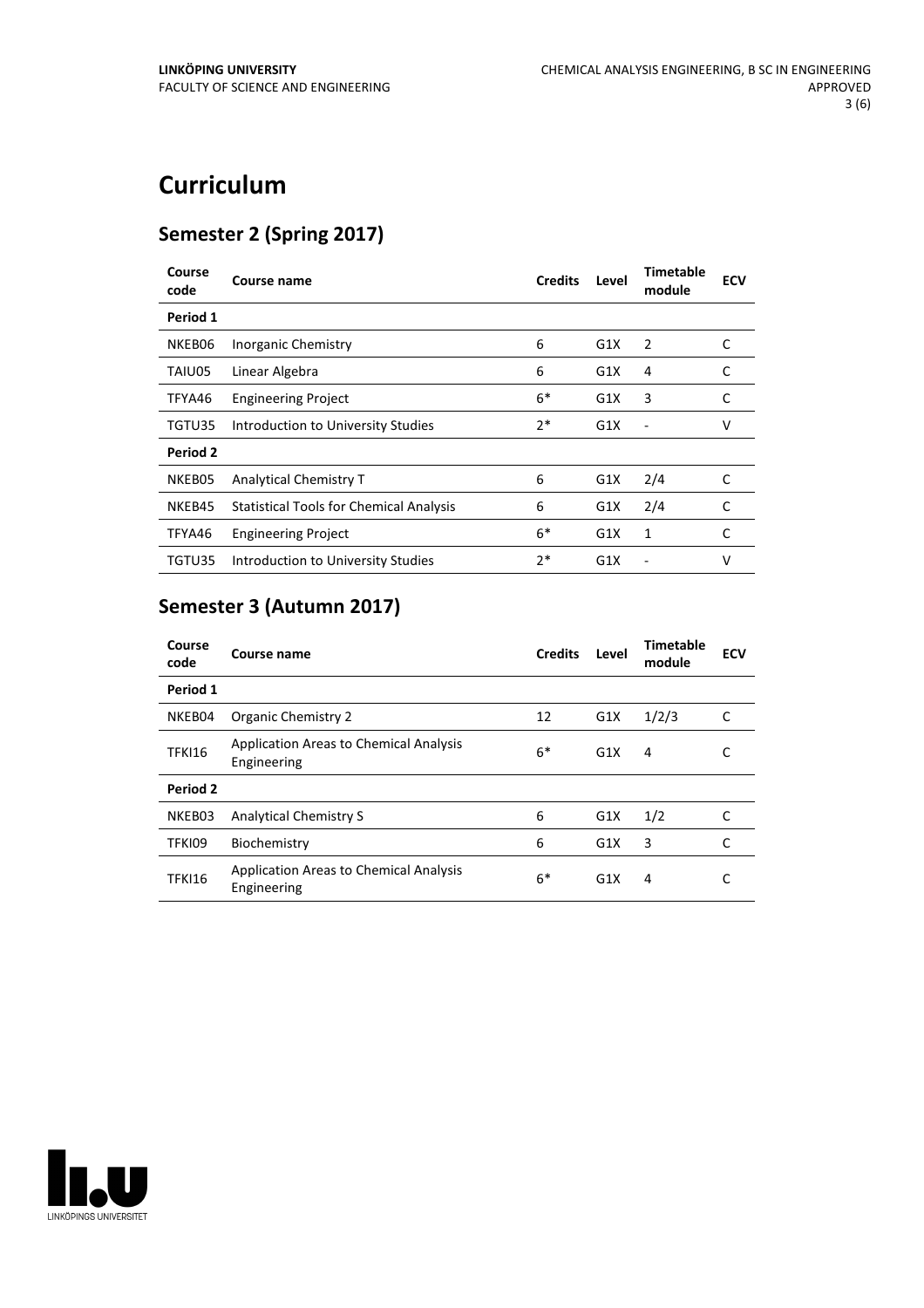# Curriculum

## Semester 2 (Spring 2017)

| Course code | Course name | Credits | Level | Timetable module | ECV |
|---|---|---|---|---|---|
| **Period 1** | | | | | |
| NKEB06 | Inorganic Chemistry | 6 | G1X | 2 | C |
| TAIU05 | Linear Algebra | 6 | G1X | 4 | C |
| TFYA46 | Engineering Project | 6* | G1X | 3 | C |
| TGTU35 | Introduction to University Studies | 2* | G1X | - | V |
| **Period 2** | | | | | |
| NKEB05 | Analytical Chemistry T | 6 | G1X | 2/4 | C |
| NKEB45 | Statistical Tools for Chemical Analysis | 6 | G1X | 2/4 | C |
| TFYA46 | Engineering Project | 6* | G1X | 1 | C |
| TGTU35 | Introduction to University Studies | 2* | G1X | - | V |

## Semester 3 (Autumn 2017)

| Course code | Course name | Credits | Level | Timetable module | ECV |
|---|---|---|---|---|---|
| **Period 1** | | | | | |
| NKEB04 | Organic Chemistry 2 | 12 | G1X | 1/2/3 | C |
| TFKI16 | Application Areas to Chemical Analysis Engineering | 6* | G1X | 4 | C |
| **Period 2** | | | | | |
| NKEB03 | Analytical Chemistry S | 6 | G1X | 1/2 | C |
| TFKI09 | Biochemistry | 6 | G1X | 3 | C |
| TFKI16 | Application Areas to Chemical Analysis Engineering | 6* | G1X | 4 | C |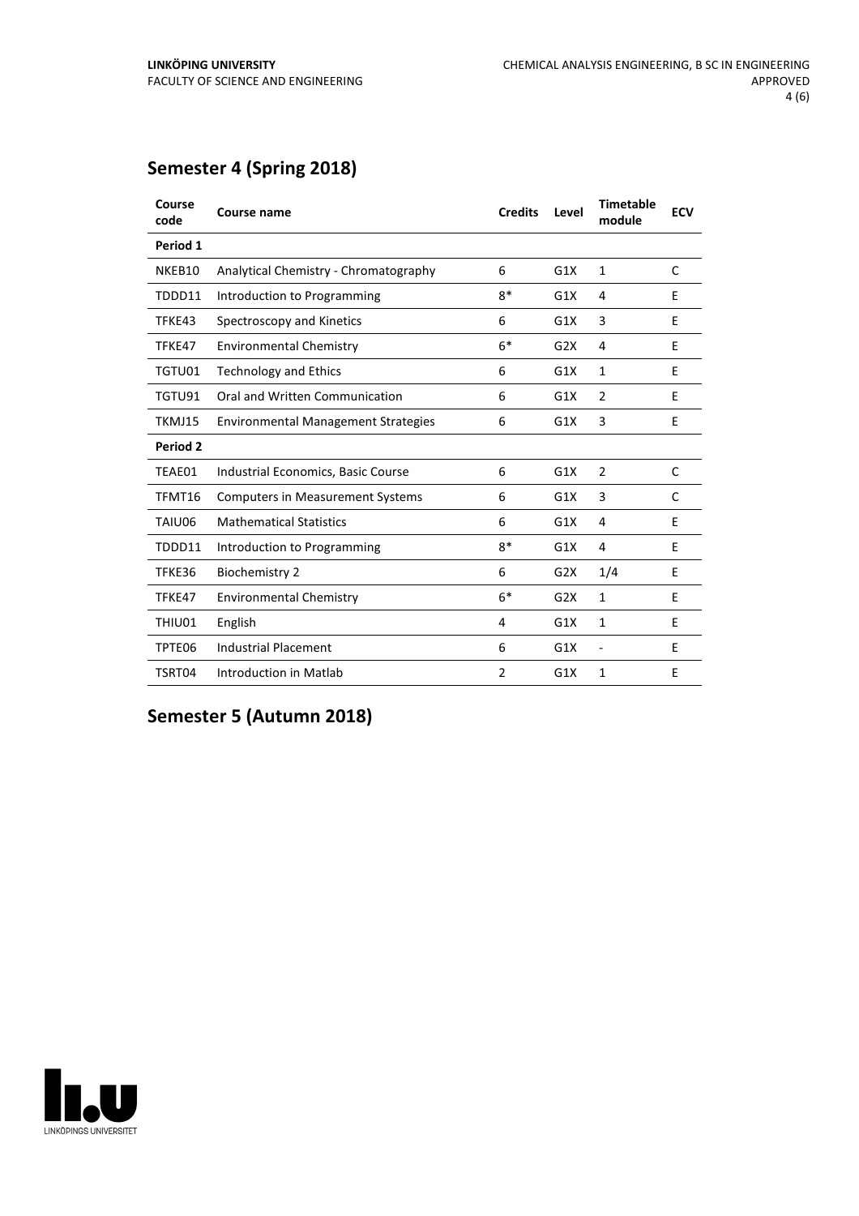## Semester 4 (Spring 2018)

| Course code | Course name | Credits | Level | Timetable module | ECV |
|---|---|---|---|---|---|
| **Period 1** | | | | | |
| NKEB10 | Analytical Chemistry - Chromatography | 6 | G1X | 1 | C |
| TDDD11 | Introduction to Programming | 8* | G1X | 4 | E |
| TFKE43 | Spectroscopy and Kinetics | 6 | G1X | 3 | E |
| TFKE47 | Environmental Chemistry | 6* | G2X | 4 | E |
| TGTU01 | Technology and Ethics | 6 | G1X | 1 | E |
| TGTU91 | Oral and Written Communication | 6 | G1X | 2 | E |
| TKMJ15 | Environmental Management Strategies | 6 | G1X | 3 | E |
| **Period 2** | | | | | |
| TEAE01 | Industrial Economics, Basic Course | 6 | G1X | 2 | C |
| TFMT16 | Computers in Measurement Systems | 6 | G1X | 3 | C |
| TAIU06 | Mathematical Statistics | 6 | G1X | 4 | E |
| TDDD11 | Introduction to Programming | 8* | G1X | 4 | E |
| TFKE36 | Biochemistry 2 | 6 | G2X | 1/4 | E |
| TFKE47 | Environmental Chemistry | 6* | G2X | 1 | E |
| THIU01 | English | 4 | G1X | 1 | E |
| TPTE06 | Industrial Placement | 6 | G1X | - | E |
| TSRT04 | Introduction in Matlab | 2 | G1X | 1 | E |

## Semester 5 (Autumn 2018)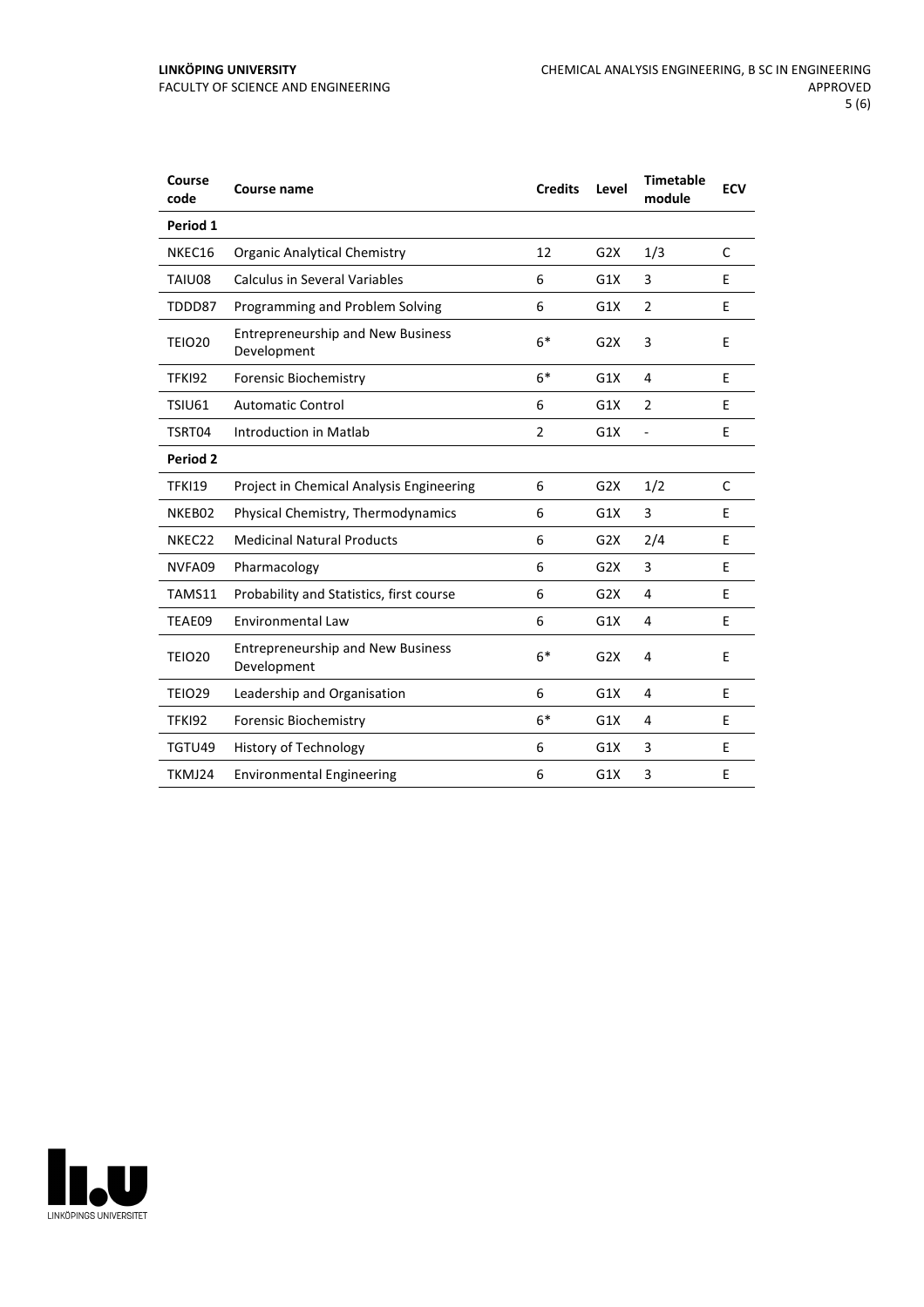| Course code | Course name | Credits | Level | Timetable module | ECV |
|---|---|---|---|---|---|
| **Period 1** | | | | | |
| NKEC16 | Organic Analytical Chemistry | 12 | G2X | 1/3 | C |
| TAIU08 | Calculus in Several Variables | 6 | G1X | 3 | E |
| TDDD87 | Programming and Problem Solving | 6 | G1X | 2 | E |
| TEIO20 | Entrepreneurship and New Business Development | 6* | G2X | 3 | E |
| TFKI92 | Forensic Biochemistry | 6* | G1X | 4 | E |
| TSIU61 | Automatic Control | 6 | G1X | 2 | E |
| TSRT04 | Introduction in Matlab | 2 | G1X | - | E |
| **Period 2** | | | | | |
| TFKI19 | Project in Chemical Analysis Engineering | 6 | G2X | 1/2 | C |
| NKEB02 | Physical Chemistry, Thermodynamics | 6 | G1X | 3 | E |
| NKEC22 | Medicinal Natural Products | 6 | G2X | 2/4 | E |
| NVFA09 | Pharmacology | 6 | G2X | 3 | E |
| TAMS11 | Probability and Statistics, first course | 6 | G2X | 4 | E |
| TEAE09 | Environmental Law | 6 | G1X | 4 | E |
| TEIO20 | Entrepreneurship and New Business Development | 6* | G2X | 4 | E |
| TEIO29 | Leadership and Organisation | 6 | G1X | 4 | E |
| TFKI92 | Forensic Biochemistry | 6* | G1X | 4 | E |
| TGTU49 | History of Technology | 6 | G1X | 3 | E |
| TKMJ24 | Environmental Engineering | 6 | G1X | 3 | E |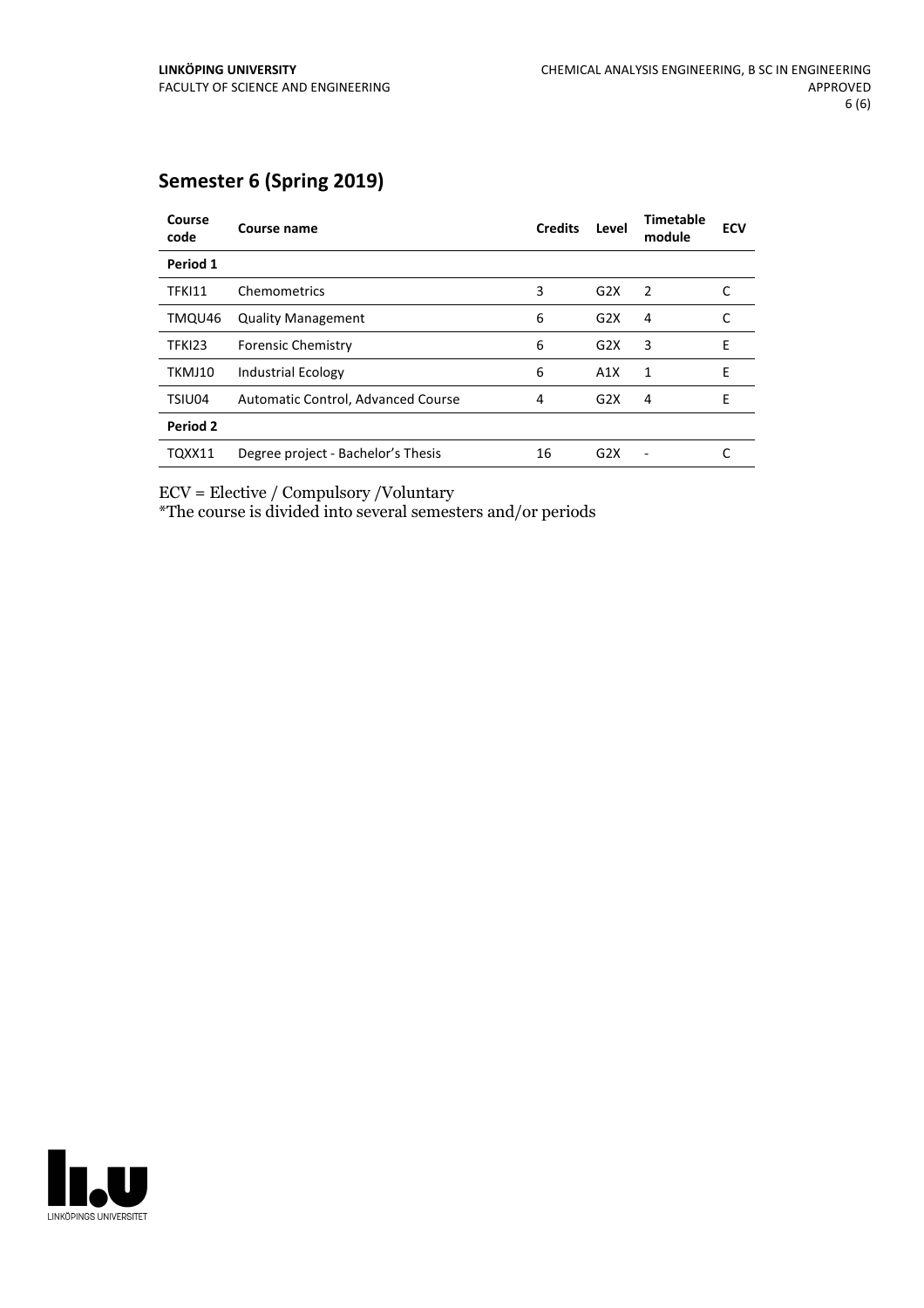## Semester 6 (Spring 2019)

| Course code | Course name | Credits | Level | Timetable module | ECV |
|---|---|---|---|---|---|
| **Period 1** | | | | | |
| TFKI11 | Chemometrics | 3 | G2X | 2 | C |
| TMQU46 | Quality Management | 6 | G2X | 4 | C |
| TFKI23 | Forensic Chemistry | 6 | G2X | 3 | E |
| TKMJ10 | Industrial Ecology | 6 | A1X | 1 | E |
| TSIU04 | Automatic Control, Advanced Course | 4 | G2X | 4 | E |
| **Period 2** | | | | | |
| TQXX11 | Degree project - Bachelor's Thesis | 16 | G2X | - | C |

ECV = Elective / Compulsory /Voluntary

*The course is divided into several semesters and/or periods